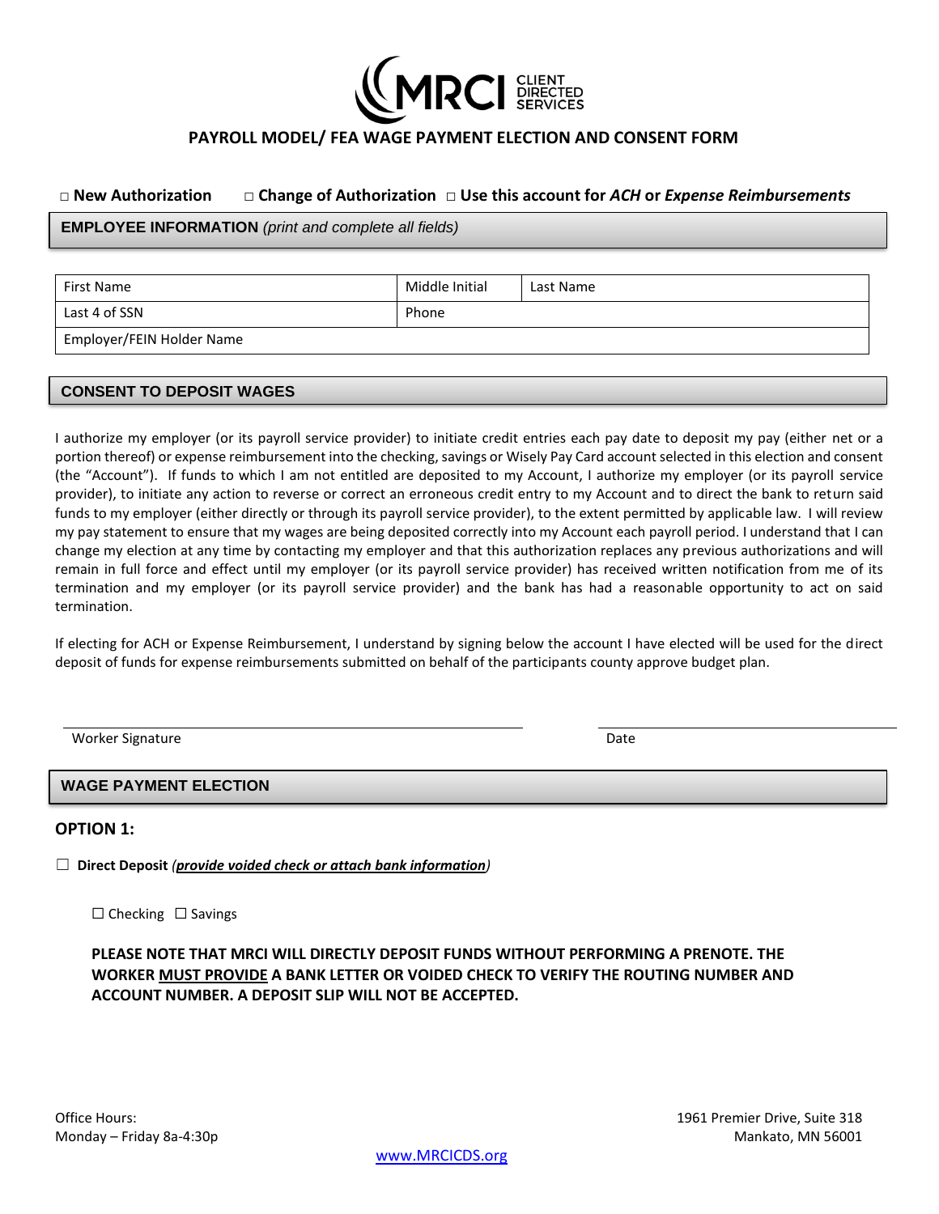MRCI CLIENT DIRECTED SERVICES

# PAYROLL MODEL/ FEA WAGE PAYMENT ELECTION AND CONSENT FORM

□ **New Authorization** □ **Change of Authorization** □ **Use this account for *ACH* or *Expense Reimbursements***

## EMPLOYEE INFORMATION *(print and complete all fields)*

| First Name | Middle Initial | Last Name |
|---|---|---|
| Last 4 of SSN | Phone | |
| Employer/FEIN Holder Name | | |

## CONSENT TO DEPOSIT WAGES

I authorize my employer (or its payroll service provider) to initiate credit entries each pay date to deposit my pay (either net or a portion thereof) or expense reimbursement into the checking, savings or Wisely Pay Card account selected in this election and consent (the "Account"). If funds to which I am not entitled are deposited to my Account, I authorize my employer (or its payroll service provider), to initiate any action to reverse or correct an erroneous credit entry to my Account and to direct the bank to return said funds to my employer (either directly or through its payroll service provider), to the extent permitted by applicable law. I will review my pay statement to ensure that my wages are being deposited correctly into my Account each payroll period. I understand that I can change my election at any time by contacting my employer and that this authorization replaces any previous authorizations and will remain in full force and effect until my employer (or its payroll service provider) has received written notification from me of its termination and my employer (or its payroll service provider) and the bank has had a reasonable opportunity to act on said termination.

If electing for ACH or Expense Reimbursement, I understand by signing below the account I have elected will be used for the direct deposit of funds for expense reimbursements submitted on behalf of the participants county approve budget plan.

_______________________________________ _______________________

Worker Signature Date

## WAGE PAYMENT ELECTION

### OPTION 1:

☐ **Direct Deposit** *(**provide voided check or attach bank information**)*

☐ Checking ☐ Savings

**PLEASE NOTE THAT MRCI WILL DIRECTLY DEPOSIT FUNDS WITHOUT PERFORMING A PRENOTE. THE WORKER MUST PROVIDE A BANK LETTER OR VOIDED CHECK TO VERIFY THE ROUTING NUMBER AND ACCOUNT NUMBER. A DEPOSIT SLIP WILL NOT BE ACCEPTED.**

Office Hours:
Monday – Friday 8a-4:30p

1961 Premier Drive, Suite 318
Mankato, MN 56001

www.MRCICDS.org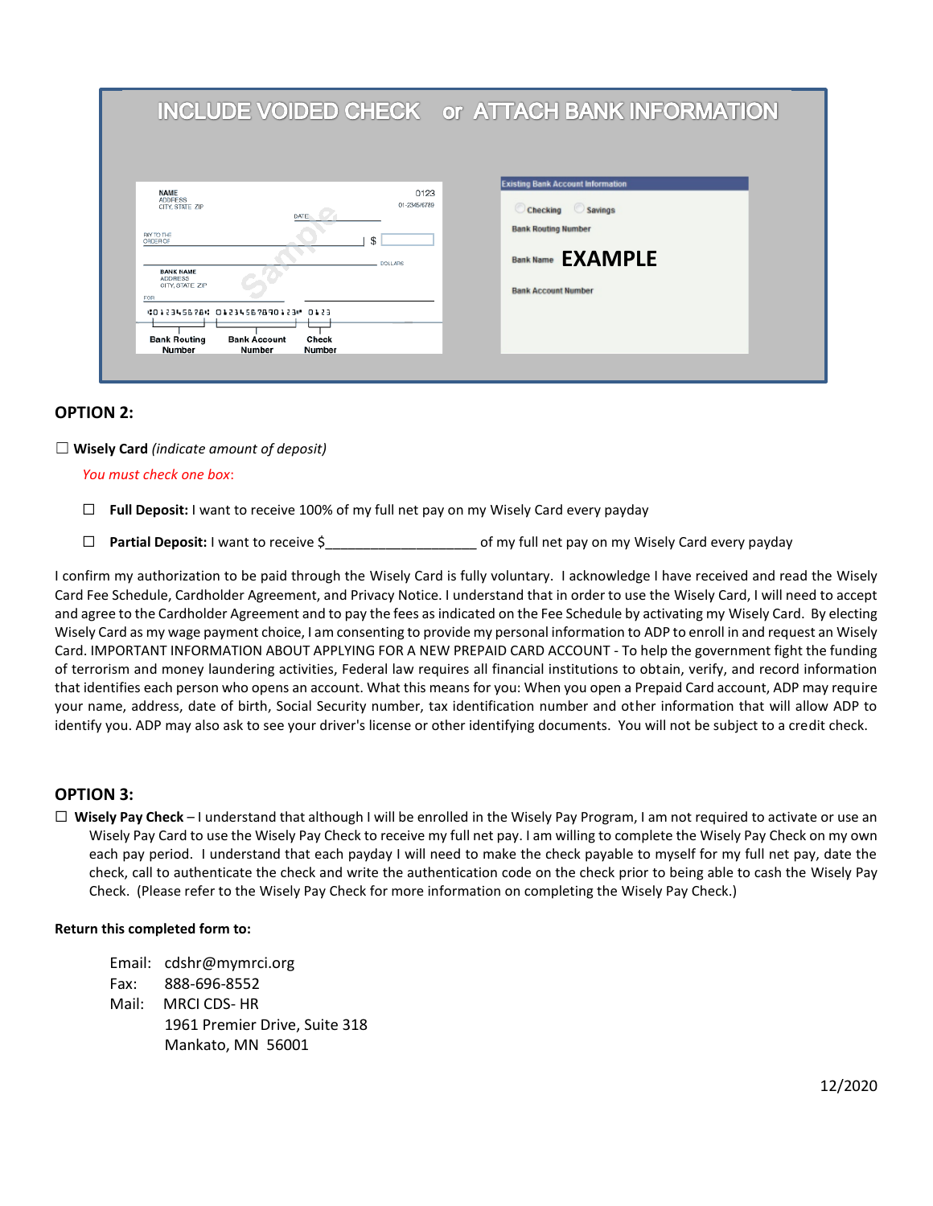## INCLUDE VOIDED CHECK or ATTACH BANK INFORMATION

NAME
ADDRESS
CITY, STATE ZIP

0123
01-2345/6789

DATE

PAY TO THE ORDER OF $

DOLLARS

BANK NAME
ADDRESS
CITY, STATE ZIP

FOR

⑆0123456789⑆ 0123456789012⑈ 0123

Bank Routing Number | Bank Account Number | Check Number

Existing Bank Account Information

Checking Savings

Bank Routing Number

Bank Name **EXAMPLE**

Bank Account Number

### OPTION 2:

☐ **Wisely Card** *(indicate amount of deposit)*

*You must check one box*:

- ☐ **Full Deposit:** I want to receive 100% of my full net pay on my Wisely Card every payday
- ☐ **Partial Deposit:** I want to receive $____________________ of my full net pay on my Wisely Card every payday

I confirm my authorization to be paid through the Wisely Card is fully voluntary. I acknowledge I have received and read the Wisely Card Fee Schedule, Cardholder Agreement, and Privacy Notice. I understand that in order to use the Wisely Card, I will need to accept and agree to the Cardholder Agreement and to pay the fees as indicated on the Fee Schedule by activating my Wisely Card. By electing Wisely Card as my wage payment choice, I am consenting to provide my personal information to ADP to enroll in and request an Wisely Card. IMPORTANT INFORMATION ABOUT APPLYING FOR A NEW PREPAID CARD ACCOUNT - To help the government fight the funding of terrorism and money laundering activities, Federal law requires all financial institutions to obtain, verify, and record information that identifies each person who opens an account. What this means for you: When you open a Prepaid Card account, ADP may require your name, address, date of birth, Social Security number, tax identification number and other information that will allow ADP to identify you. ADP may also ask to see your driver's license or other identifying documents. You will not be subject to a credit check.

### OPTION 3:

☐ **Wisely Pay Check** – I understand that although I will be enrolled in the Wisely Pay Program, I am not required to activate or use an Wisely Pay Card to use the Wisely Pay Check to receive my full net pay. I am willing to complete the Wisely Pay Check on my own each pay period. I understand that each payday I will need to make the check payable to myself for my full net pay, date the check, call to authenticate the check and write the authentication code on the check prior to being able to cash the Wisely Pay Check. (Please refer to the Wisely Pay Check for more information on completing the Wisely Pay Check.)

**Return this completed form to:**

Email: cdshr@mymrci.org
Fax: 888-696-8552
Mail: MRCI CDS- HR
1961 Premier Drive, Suite 318
Mankato, MN 56001

12/2020